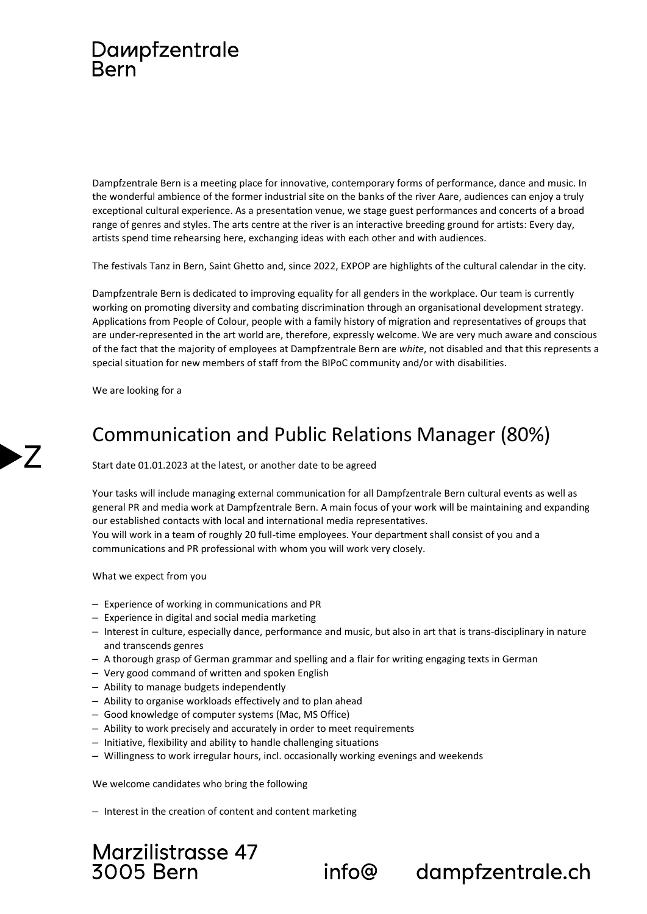Dampfzentrale Bern is a meeting place for innovative, contemporary forms of performance, dance and music. In the wonderful ambience of the former industrial site on the banks of the river Aare, audiences can enjoy a truly exceptional cultural experience. As a presentation venue, we stage guest performances and concerts of a broad range of genres and styles. The arts centre at the river is an interactive breeding ground for artists: Every day, artists spend time rehearsing here, exchanging ideas with each other and with audiences.

The festivals Tanz in Bern, Saint Ghetto and, since 2022, EXPOP are highlights of the cultural calendar in the city.

Dampfzentrale Bern is dedicated to improving equality for all genders in the workplace. Our team is currently working on promoting diversity and combating discrimination through an organisational development strategy. Applications from People of Colour, people with a family history of migration and representatives of groups that are under-represented in the art world are, therefore, expressly welcome. We are very much aware and conscious of the fact that the majority of employees at Dampfzentrale Bern are *white*, not disabled and that this represents a special situation for new members of staff from the BIPoC community and/or with disabilities.

We are looking for a

# Communication and Public Relations Manager (80%)

Start date 01.01.2023 at the latest, or another date to be agreed

Your tasks will include managing external communication for all Dampfzentrale Bern cultural events as well as general PR and media work at Dampfzentrale Bern. A main focus of your work will be maintaining and expanding our established contacts with local and international media representatives.
You will work in a team of roughly 20 full-time employees. Your department shall consist of you and a communications and PR professional with whom you will work very closely.

What we expect from you

- Experience of working in communications and PR
- Experience in digital and social media marketing
- Interest in culture, especially dance, performance and music, but also in art that is trans-disciplinary in nature and transcends genres
- A thorough grasp of German grammar and spelling and a flair for writing engaging texts in German
- Very good command of written and spoken English
- Ability to manage budgets independently
- Ability to organise workloads effectively and to plan ahead
- Good knowledge of computer systems (Mac, MS Office)
- Ability to work precisely and accurately in order to meet requirements
- Initiative, flexibility and ability to handle challenging situations
- Willingness to work irregular hours, incl. occasionally working evenings and weekends

We welcome candidates who bring the following

- Interest in the creation of content and content marketing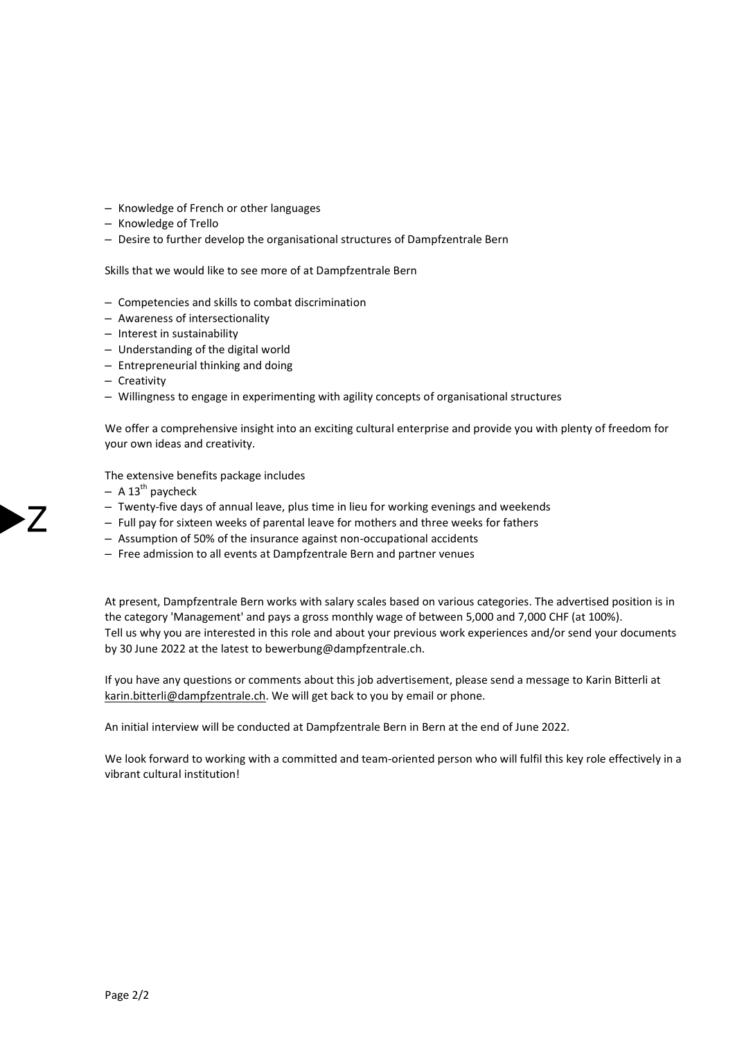- Knowledge of French or other languages
- Knowledge of Trello
- Desire to further develop the organisational structures of Dampfzentrale Bern

Skills that we would like to see more of at Dampfzentrale Bern

- Competencies and skills to combat discrimination
- Awareness of intersectionality
- Interest in sustainability
- Understanding of the digital world
- Entrepreneurial thinking and doing
- Creativity
- Willingness to engage in experimenting with agility concepts of organisational structures

We offer a comprehensive insight into an exciting cultural enterprise and provide you with plenty of freedom for your own ideas and creativity.

The extensive benefits package includes

- A 13th paycheck
- Twenty-five days of annual leave, plus time in lieu for working evenings and weekends
- Full pay for sixteen weeks of parental leave for mothers and three weeks for fathers
- Assumption of 50% of the insurance against non-occupational accidents
- Free admission to all events at Dampfzentrale Bern and partner venues

At present, Dampfzentrale Bern works with salary scales based on various categories. The advertised position is in the category 'Management' and pays a gross monthly wage of between 5,000 and 7,000 CHF (at 100%).
Tell us why you are interested in this role and about your previous work experiences and/or send your documents by 30 June 2022 at the latest to bewerbung@dampfzentrale.ch.

If you have any questions or comments about this job advertisement, please send a message to Karin Bitterli at karin.bitterli@dampfzentrale.ch. We will get back to you by email or phone.

An initial interview will be conducted at Dampfzentrale Bern in Bern at the end of June 2022.

We look forward to working with a committed and team-oriented person who will fulfil this key role effectively in a vibrant cultural institution!